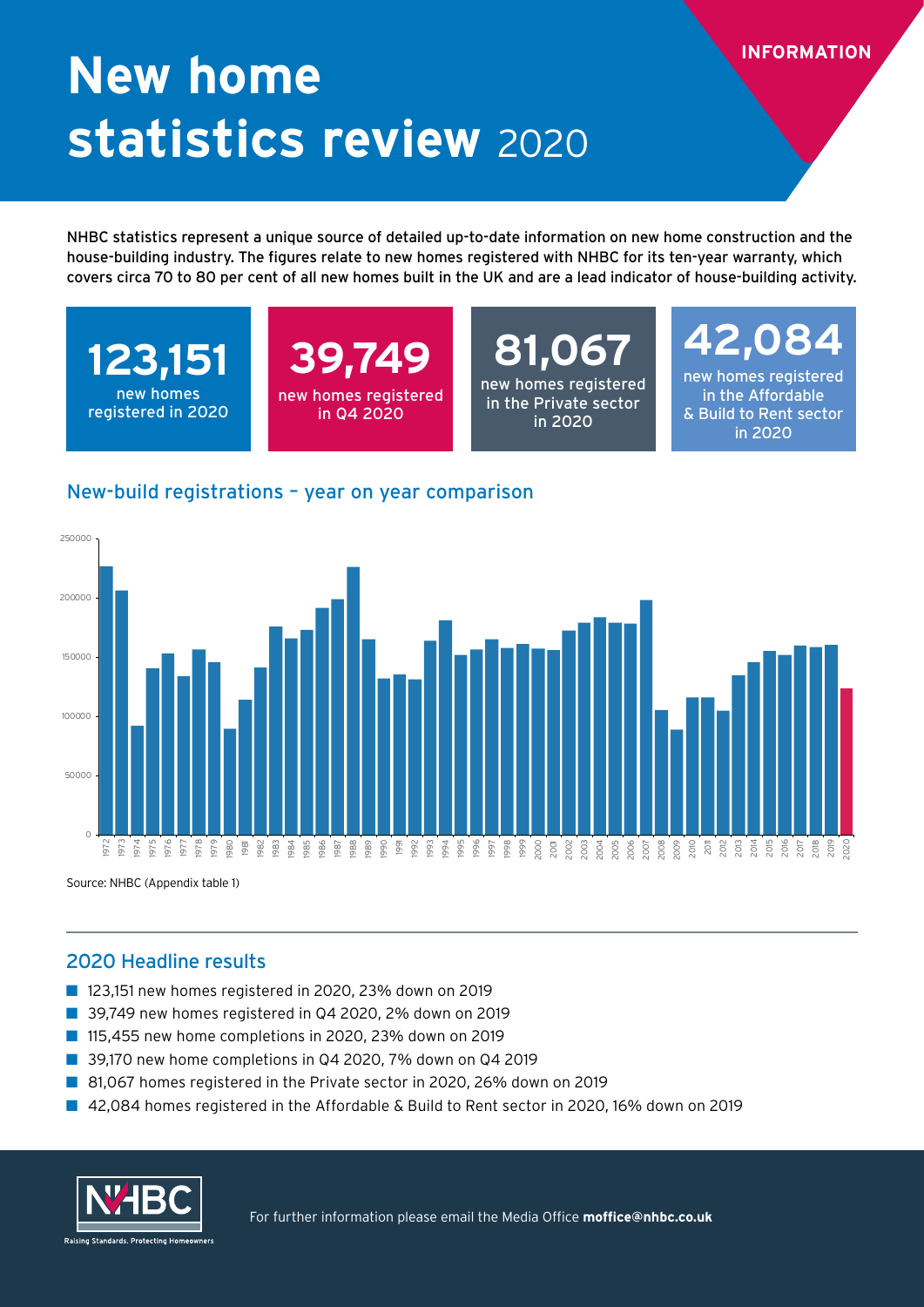INFORMATION

# New home statistics review 2020

NHBC statistics represent a unique source of detailed up-to-date information on new home construction and the house-building industry. The figures relate to new homes registered with NHBC for its ten-year warranty, which covers circa 70 to 80 per cent of all new homes built in the UK and are a lead indicator of house-building activity.

**123,151** new homes registered in 2020

**39,749** new homes registered in Q4 2020

**81,067** new homes registered in the Private sector in 2020

**42,084** new homes registered in the Affordable & Build to Rent sector in 2020

## New-build registrations – year on year comparison

Source: NHBC (Appendix table 1)

## 2020 Headline results

- 123,151 new homes registered in 2020, 23% down on 2019
- 39,749 new homes registered in Q4 2020, 2% down on 2019
- 115,455 new home completions in 2020, 23% down on 2019
- 39,170 new home completions in Q4 2020, 7% down on Q4 2019
- 81,067 homes registered in the Private sector in 2020, 26% down on 2019
- 42,084 homes registered in the Affordable & Build to Rent sector in 2020, 16% down on 2019

NHBC Raising Standards. Protecting Homeowners

For further information please email the Media Office **moffice@nhbc.co.uk**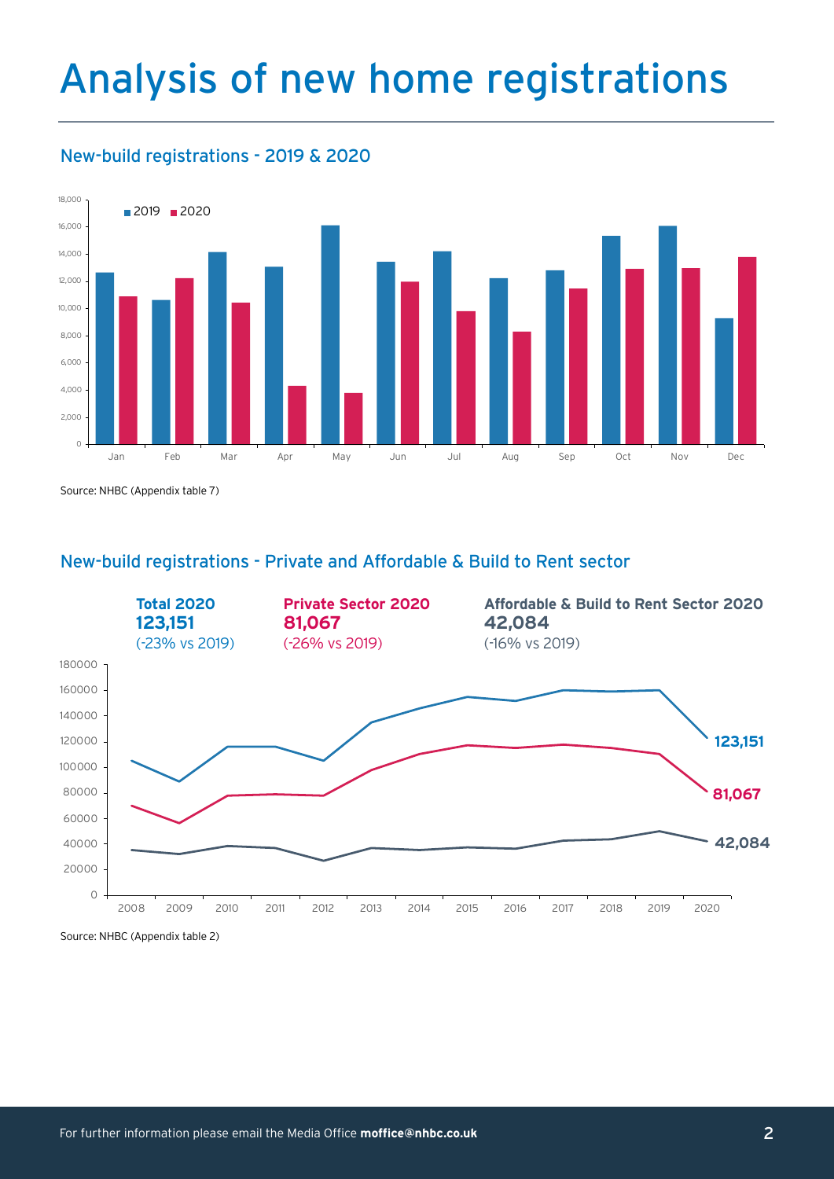# Analysis of new home registrations

## New-build registrations - 2019 & 2020

Source: NHBC (Appendix table 7)

## New-build registrations - Private and Affordable & Build to Rent sector

**Total 2020**
**123,151**
(-23% vs 2019)

**Private Sector 2020**
**81,067**
(-26% vs 2019)

**Affordable & Build to Rent Sector 2020**
**42,084**
(-16% vs 2019)

Source: NHBC (Appendix table 2)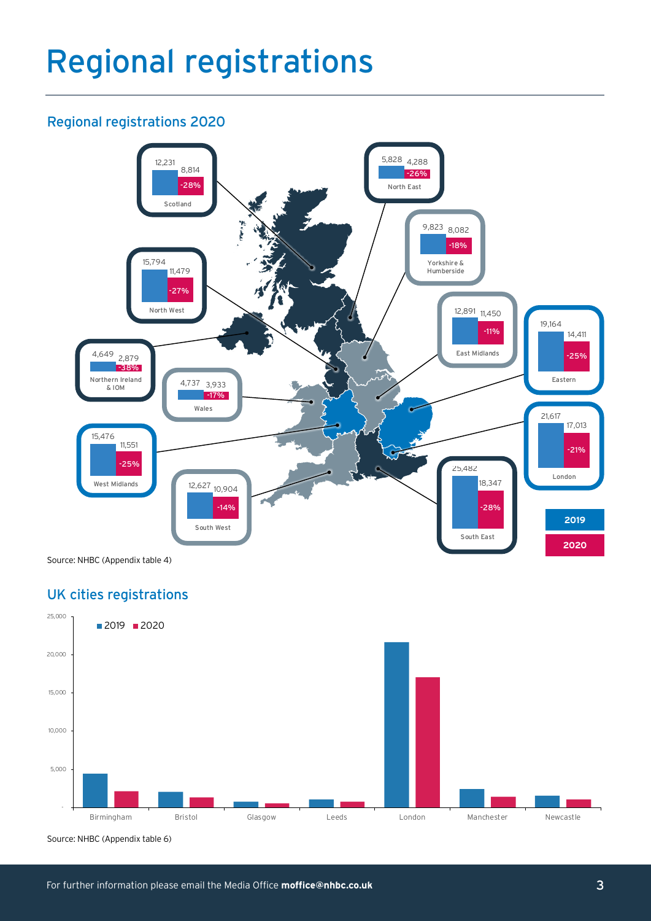# Regional registrations

## Regional registrations 2020

| Region | 2019 | 2020 | Change |
| --- | --- | --- | --- |
| Scotland | 12,231 | 8,814 | -28% |
| North East | 5,828 | 4,288 | -26% |
| Yorkshire & Humberside | 9,823 | 8,082 | -18% |
| North West | 15,794 | 11,479 | -27% |
| East Midlands | 12,891 | 11,450 | -11% |
| Eastern | 19,164 | 14,411 | -25% |
| Northern Ireland & IOM | 4,649 | 2,879 | -38% |
| Wales | 4,737 | 3,933 | -17% |
| London | 21,617 | 17,013 | -21% |
| West Midlands | 15,476 | 11,551 | -25% |
| South West | 12,627 | 10,904 | -14% |
| South East | 25,482 | 18,347 | -28% |

Source: NHBC (Appendix table 4)

## UK cities registrations

Bar chart comparing 2019 and 2020 registrations (y-axis 0–25,000) for Birmingham, Bristol, Glasgow, Leeds, London, Manchester and Newcastle.

Source: NHBC (Appendix table 6)

For further information please email the Media Office **moffice@nhbc.co.uk**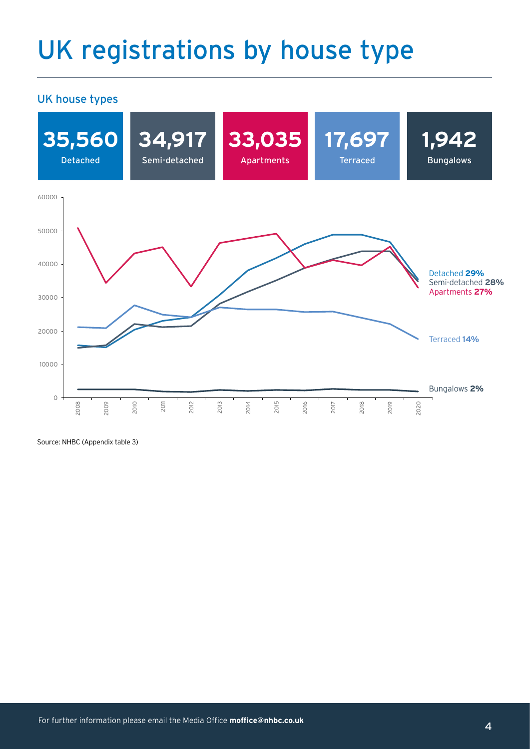# UK registrations by house type

## UK house types

| **35,560** | **34,917** | **33,035** | **17,697** | **1,942** |
| --- | --- | --- | --- | --- |
| Detached | Semi-detached | Apartments | Terraced | Bungalows |

Detached **29%**
Semi-detached **28%**
Apartments **27%**
Terraced **14%**
Bungalows **2%**

Source: NHBC (Appendix table 3)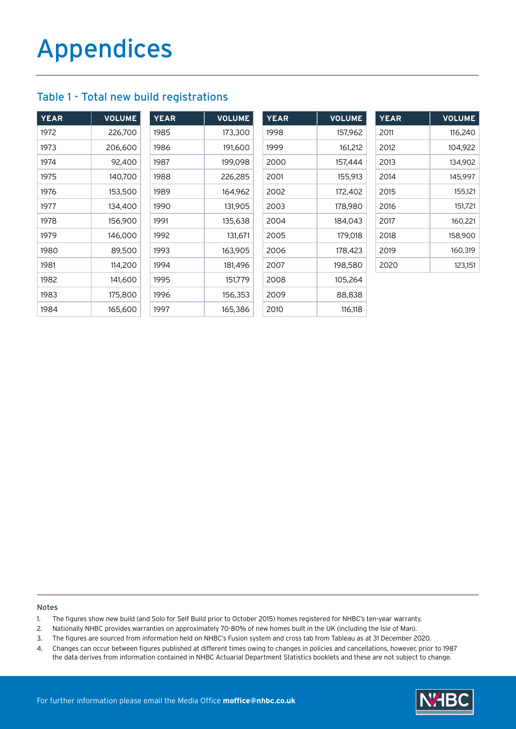# Appendices

## Table 1 - Total new build registrations

| YEAR | VOLUME | YEAR | VOLUME | YEAR | VOLUME | YEAR | VOLUME |
|---|---|---|---|---|---|---|---|
| 1972 | 226,700 | 1985 | 173,300 | 1998 | 157,962 | 2011 | 116,240 |
| 1973 | 206,600 | 1986 | 191,600 | 1999 | 161,212 | 2012 | 104,922 |
| 1974 | 92,400 | 1987 | 199,098 | 2000 | 157,444 | 2013 | 134,902 |
| 1975 | 140,700 | 1988 | 226,285 | 2001 | 155,913 | 2014 | 145,997 |
| 1976 | 153,500 | 1989 | 164,962 | 2002 | 172,402 | 2015 | 155,121 |
| 1977 | 134,400 | 1990 | 131,905 | 2003 | 178,980 | 2016 | 151,721 |
| 1978 | 156,900 | 1991 | 135,638 | 2004 | 184,043 | 2017 | 160,221 |
| 1979 | 146,000 | 1992 | 131,671 | 2005 | 179,018 | 2018 | 158,900 |
| 1980 | 89,500 | 1993 | 163,905 | 2006 | 178,423 | 2019 | 160,319 |
| 1981 | 114,200 | 1994 | 181,496 | 2007 | 198,580 | 2020 | 123,151 |
| 1982 | 141,600 | 1995 | 151,779 | 2008 | 105,264 | | |
| 1983 | 175,800 | 1996 | 156,353 | 2009 | 88,838 | | |
| 1984 | 165,600 | 1997 | 165,386 | 2010 | 116,118 | | |

Notes

1. The figures show new build (and Solo for Self Build prior to October 2015) homes registered for NHBC's ten-year warranty.
2. Nationally NHBC provides warranties on approximately 70-80% of new homes built in the UK (including the Isle of Man).
3. The figures are sourced from information held on NHBC's Fusion system and cross tab from Tableau as at 31 December 2020.
4. Changes can occur between figures published at different times owing to changes in policies and cancellations, however, prior to 1987 the data derives from information contained in NHBC Actuarial Department Statistics booklets and these are not subject to change.

For further information please email the Media Office **moffice@nhbc.co.uk**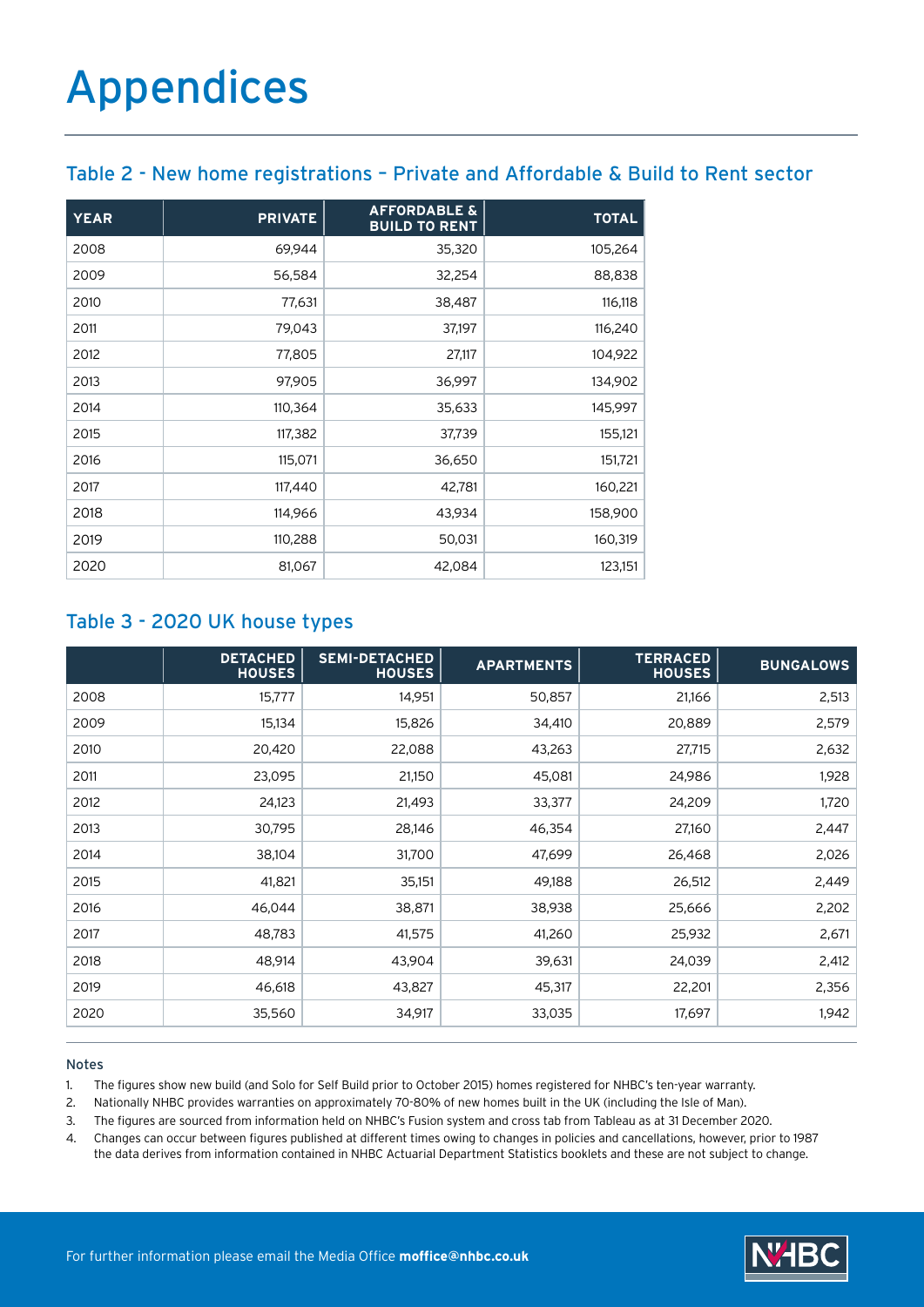# Appendices

## Table 2 - New home registrations – Private and Affordable & Build to Rent sector

| YEAR | PRIVATE | AFFORDABLE & BUILD TO RENT | TOTAL |
|---|---|---|---|
| 2008 | 69,944 | 35,320 | 105,264 |
| 2009 | 56,584 | 32,254 | 88,838 |
| 2010 | 77,631 | 38,487 | 116,118 |
| 2011 | 79,043 | 37,197 | 116,240 |
| 2012 | 77,805 | 27,117 | 104,922 |
| 2013 | 97,905 | 36,997 | 134,902 |
| 2014 | 110,364 | 35,633 | 145,997 |
| 2015 | 117,382 | 37,739 | 155,121 |
| 2016 | 115,071 | 36,650 | 151,721 |
| 2017 | 117,440 | 42,781 | 160,221 |
| 2018 | 114,966 | 43,934 | 158,900 |
| 2019 | 110,288 | 50,031 | 160,319 |
| 2020 | 81,067 | 42,084 | 123,151 |

## Table 3 - 2020 UK house types

| | DETACHED HOUSES | SEMI-DETACHED HOUSES | APARTMENTS | TERRACED HOUSES | BUNGALOWS |
|---|---|---|---|---|---|
| 2008 | 15,777 | 14,951 | 50,857 | 21,166 | 2,513 |
| 2009 | 15,134 | 15,826 | 34,410 | 20,889 | 2,579 |
| 2010 | 20,420 | 22,088 | 43,263 | 27,715 | 2,632 |
| 2011 | 23,095 | 21,150 | 45,081 | 24,986 | 1,928 |
| 2012 | 24,123 | 21,493 | 33,377 | 24,209 | 1,720 |
| 2013 | 30,795 | 28,146 | 46,354 | 27,160 | 2,447 |
| 2014 | 38,104 | 31,700 | 47,699 | 26,468 | 2,026 |
| 2015 | 41,821 | 35,151 | 49,188 | 26,512 | 2,449 |
| 2016 | 46,044 | 38,871 | 38,938 | 25,666 | 2,202 |
| 2017 | 48,783 | 41,575 | 41,260 | 25,932 | 2,671 |
| 2018 | 48,914 | 43,904 | 39,631 | 24,039 | 2,412 |
| 2019 | 46,618 | 43,827 | 45,317 | 22,201 | 2,356 |
| 2020 | 35,560 | 34,917 | 33,035 | 17,697 | 1,942 |

Notes

1. The figures show new build (and Solo for Self Build prior to October 2015) homes registered for NHBC's ten-year warranty.
2. Nationally NHBC provides warranties on approximately 70-80% of new homes built in the UK (including the Isle of Man).
3. The figures are sourced from information held on NHBC's Fusion system and cross tab from Tableau as at 31 December 2020.
4. Changes can occur between figures published at different times owing to changes in policies and cancellations, however, prior to 1987 the data derives from information contained in NHBC Actuarial Department Statistics booklets and these are not subject to change.

For further information please email the Media Office **moffice@nhbc.co.uk**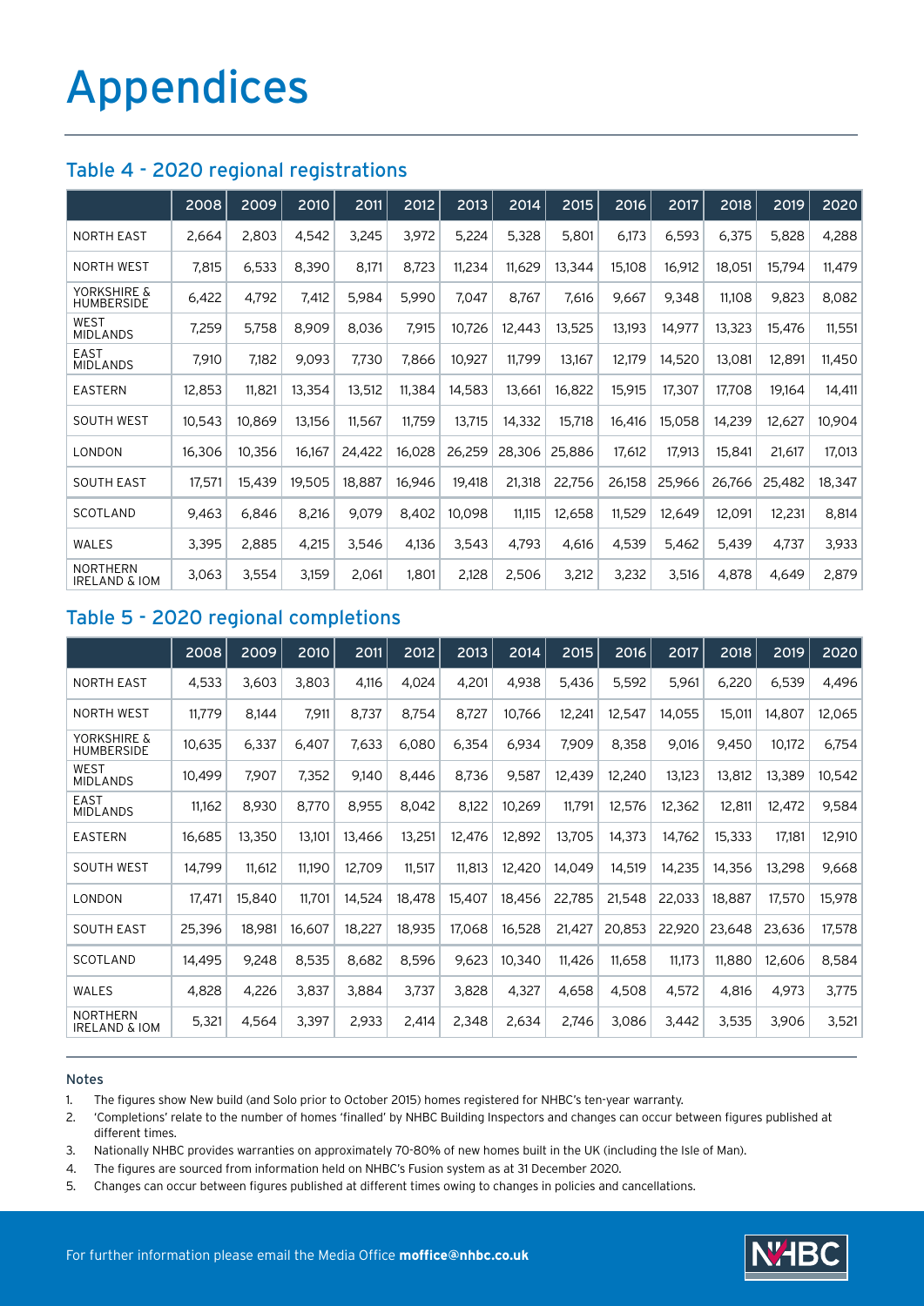# Appendices

## Table 4 - 2020 regional registrations

| | 2008 | 2009 | 2010 | 2011 | 2012 | 2013 | 2014 | 2015 | 2016 | 2017 | 2018 | 2019 | 2020 |
|---|---|---|---|---|---|---|---|---|---|---|---|---|---|
| NORTH EAST | 2,664 | 2,803 | 4,542 | 3,245 | 3,972 | 5,224 | 5,328 | 5,801 | 6,173 | 6,593 | 6,375 | 5,828 | 4,288 |
| NORTH WEST | 7,815 | 6,533 | 8,390 | 8,171 | 8,723 | 11,234 | 11,629 | 13,344 | 15,108 | 16,912 | 18,051 | 15,794 | 11,479 |
| YORKSHIRE & HUMBERSIDE | 6,422 | 4,792 | 7,412 | 5,984 | 5,990 | 7,047 | 8,767 | 7,616 | 9,667 | 9,348 | 11,108 | 9,823 | 8,082 |
| WEST MIDLANDS | 7,259 | 5,758 | 8,909 | 8,036 | 7,915 | 10,726 | 12,443 | 13,525 | 13,193 | 14,977 | 13,323 | 15,476 | 11,551 |
| EAST MIDLANDS | 7,910 | 7,182 | 9,093 | 7,730 | 7,866 | 10,927 | 11,799 | 13,167 | 12,179 | 14,520 | 13,081 | 12,891 | 11,450 |
| EASTERN | 12,853 | 11,821 | 13,354 | 13,512 | 11,384 | 14,583 | 13,661 | 16,822 | 15,915 | 17,307 | 17,708 | 19,164 | 14,411 |
| SOUTH WEST | 10,543 | 10,869 | 13,156 | 11,567 | 11,759 | 13,715 | 14,332 | 15,718 | 16,416 | 15,058 | 14,239 | 12,627 | 10,904 |
| LONDON | 16,306 | 10,356 | 16,167 | 24,422 | 16,028 | 26,259 | 28,306 | 25,886 | 17,612 | 17,913 | 15,841 | 21,617 | 17,013 |
| SOUTH EAST | 17,571 | 15,439 | 19,505 | 18,887 | 16,946 | 19,418 | 21,318 | 22,756 | 26,158 | 25,966 | 26,766 | 25,482 | 18,347 |
| SCOTLAND | 9,463 | 6,846 | 8,216 | 9,079 | 8,402 | 10,098 | 11,115 | 12,658 | 11,529 | 12,649 | 12,091 | 12,231 | 8,814 |
| WALES | 3,395 | 2,885 | 4,215 | 3,546 | 4,136 | 3,543 | 4,793 | 4,616 | 4,539 | 5,462 | 5,439 | 4,737 | 3,933 |
| NORTHERN IRELAND & IOM | 3,063 | 3,554 | 3,159 | 2,061 | 1,801 | 2,128 | 2,506 | 3,212 | 3,232 | 3,516 | 4,878 | 4,649 | 2,879 |

## Table 5 - 2020 regional completions

| | 2008 | 2009 | 2010 | 2011 | 2012 | 2013 | 2014 | 2015 | 2016 | 2017 | 2018 | 2019 | 2020 |
|---|---|---|---|---|---|---|---|---|---|---|---|---|---|
| NORTH EAST | 4,533 | 3,603 | 3,803 | 4,116 | 4,024 | 4,201 | 4,938 | 5,436 | 5,592 | 5,961 | 6,220 | 6,539 | 4,496 |
| NORTH WEST | 11,779 | 8,144 | 7,911 | 8,737 | 8,754 | 8,727 | 10,766 | 12,241 | 12,547 | 14,055 | 15,011 | 14,807 | 12,065 |
| YORKSHIRE & HUMBERSIDE | 10,635 | 6,337 | 6,407 | 7,633 | 6,080 | 6,354 | 6,934 | 7,909 | 8,358 | 9,016 | 9,450 | 10,172 | 6,754 |
| WEST MIDLANDS | 10,499 | 7,907 | 7,352 | 9,140 | 8,446 | 8,736 | 9,587 | 12,439 | 12,240 | 13,123 | 13,812 | 13,389 | 10,542 |
| EAST MIDLANDS | 11,162 | 8,930 | 8,770 | 8,955 | 8,042 | 8,122 | 10,269 | 11,791 | 12,576 | 12,362 | 12,811 | 12,472 | 9,584 |
| EASTERN | 16,685 | 13,350 | 13,101 | 13,466 | 13,251 | 12,476 | 12,892 | 13,705 | 14,373 | 14,762 | 15,333 | 17,181 | 12,910 |
| SOUTH WEST | 14,799 | 11,612 | 11,190 | 12,709 | 11,517 | 11,813 | 12,420 | 14,049 | 14,519 | 14,235 | 14,356 | 13,298 | 9,668 |
| LONDON | 17,471 | 15,840 | 11,701 | 14,524 | 18,478 | 15,407 | 18,456 | 22,785 | 21,548 | 22,033 | 18,887 | 17,570 | 15,978 |
| SOUTH EAST | 25,396 | 18,981 | 16,607 | 18,227 | 18,935 | 17,068 | 16,528 | 21,427 | 20,853 | 22,920 | 23,648 | 23,636 | 17,578 |
| SCOTLAND | 14,495 | 9,248 | 8,535 | 8,682 | 8,596 | 9,623 | 10,340 | 11,426 | 11,658 | 11,173 | 11,880 | 12,606 | 8,584 |
| WALES | 4,828 | 4,226 | 3,837 | 3,884 | 3,737 | 3,828 | 4,327 | 4,658 | 4,508 | 4,572 | 4,816 | 4,973 | 3,775 |
| NORTHERN IRELAND & IOM | 5,321 | 4,564 | 3,397 | 2,933 | 2,414 | 2,348 | 2,634 | 2,746 | 3,086 | 3,442 | 3,535 | 3,906 | 3,521 |

### Notes

1. The figures show New build (and Solo prior to October 2015) homes registered for NHBC's ten-year warranty.
2. 'Completions' relate to the number of homes 'finalled' by NHBC Building Inspectors and changes can occur between figures published at different times.
3. Nationally NHBC provides warranties on approximately 70-80% of new homes built in the UK (including the Isle of Man).
4. The figures are sourced from information held on NHBC's Fusion system as at 31 December 2020.
5. Changes can occur between figures published at different times owing to changes in policies and cancellations.

For further information please email the Media Office **moffice@nhbc.co.uk**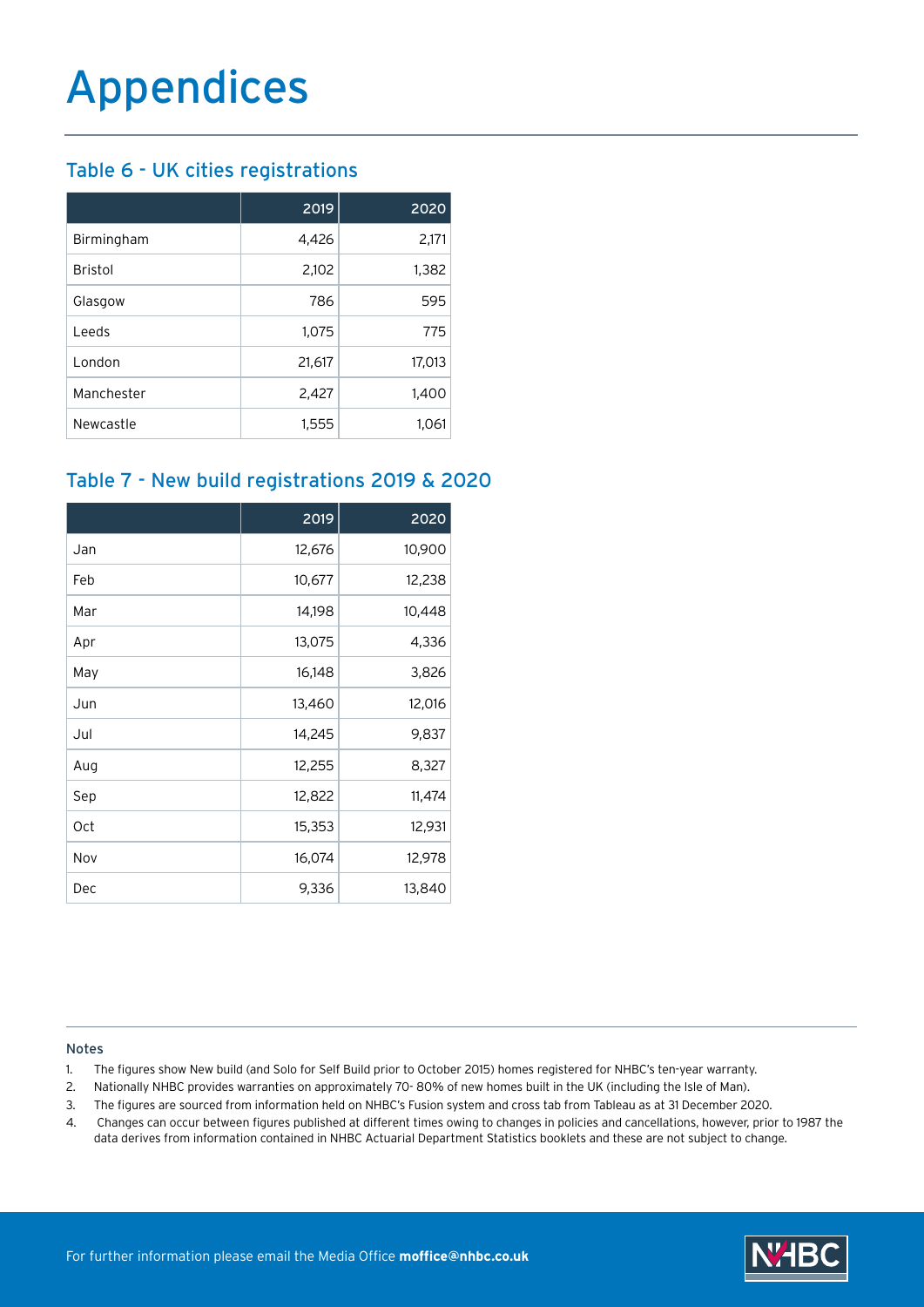# Appendices

## Table 6 - UK cities registrations

| | 2019 | 2020 |
|---|---|---|
| Birmingham | 4,426 | 2,171 |
| Bristol | 2,102 | 1,382 |
| Glasgow | 786 | 595 |
| Leeds | 1,075 | 775 |
| London | 21,617 | 17,013 |
| Manchester | 2,427 | 1,400 |
| Newcastle | 1,555 | 1,061 |

## Table 7 - New build registrations 2019 & 2020

| | 2019 | 2020 |
|---|---|---|
| Jan | 12,676 | 10,900 |
| Feb | 10,677 | 12,238 |
| Mar | 14,198 | 10,448 |
| Apr | 13,075 | 4,336 |
| May | 16,148 | 3,826 |
| Jun | 13,460 | 12,016 |
| Jul | 14,245 | 9,837 |
| Aug | 12,255 | 8,327 |
| Sep | 12,822 | 11,474 |
| Oct | 15,353 | 12,931 |
| Nov | 16,074 | 12,978 |
| Dec | 9,336 | 13,840 |

Notes

1. The figures show New build (and Solo for Self Build prior to October 2015) homes registered for NHBC's ten-year warranty.
2. Nationally NHBC provides warranties on approximately 70- 80% of new homes built in the UK (including the Isle of Man).
3. The figures are sourced from information held on NHBC's Fusion system and cross tab from Tableau as at 31 December 2020.
4. Changes can occur between figures published at different times owing to changes in policies and cancellations, however, prior to 1987 the data derives from information contained in NHBC Actuarial Department Statistics booklets and these are not subject to change.

For further information please email the Media Office **moffice@nhbc.co.uk**